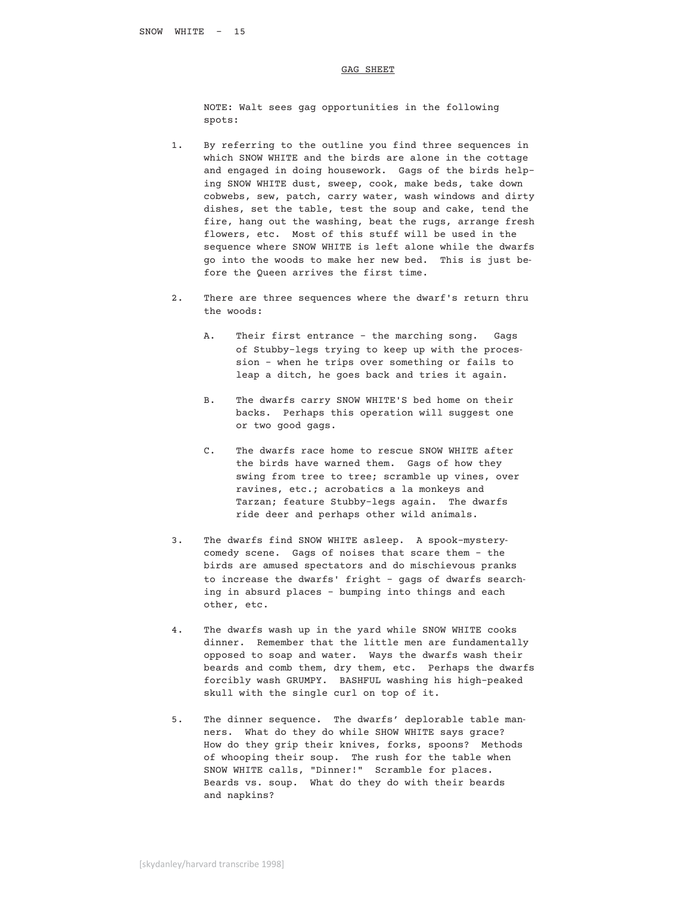## GAG SHEET

NOTE: Walt sees gag opportunities in the following spots:

1. By referring to the outline you find three sequences in which SNOW WHITE and the birds are alone in the cottage and engaged in doing housework. Gags of the birds helping SNOW WHITE dust, sweep, cook, make beds, take down cobwebs, sew, patch, carry water, wash windows and dirty dishes, set the table, test the soup and cake, tend the fire, hang out the washing, beat the rugs, arrange fresh flowers, etc. Most of this stuff will be used in the sequence where SNOW WHITE is left alone while the dwarfs go into the woods to make her new bed. This is just before the Queen arrives the first time.

2. There are three sequences where the dwarf's return thru the woods:

   A. Their first entrance - the marching song. Gags of Stubby-legs trying to keep up with the procession - when he trips over something or fails to leap a ditch, he goes back and tries it again.

   B. The dwarfs carry SNOW WHITE'S bed home on their backs. Perhaps this operation will suggest one or two good gags.

   C. The dwarfs race home to rescue SNOW WHITE after the birds have warned them. Gags of how they swing from tree to tree; scramble up vines, over ravines, etc.; acrobatics a la monkeys and Tarzan; feature Stubby-legs again. The dwarfs ride deer and perhaps other wild animals.

3. The dwarfs find SNOW WHITE asleep. A spook-mystery-comedy scene. Gags of noises that scare them - the birds are amused spectators and do mischievous pranks to increase the dwarfs' fright - gags of dwarfs searching in absurd places - bumping into things and each other, etc.

4. The dwarfs wash up in the yard while SNOW WHITE cooks dinner. Remember that the little men are fundamentally opposed to soap and water. Ways the dwarfs wash their beards and comb them, dry them, etc. Perhaps the dwarfs forcibly wash GRUMPY. BASHFUL washing his high-peaked skull with the single curl on top of it.

5. The dinner sequence. The dwarfs' deplorable table manners. What do they do while SHOW WHITE says grace? How do they grip their knives, forks, spoons? Methods of whooping their soup. The rush for the table when SNOW WHITE calls, "Dinner!" Scramble for places. Beards vs. soup. What do they do with their beards and napkins?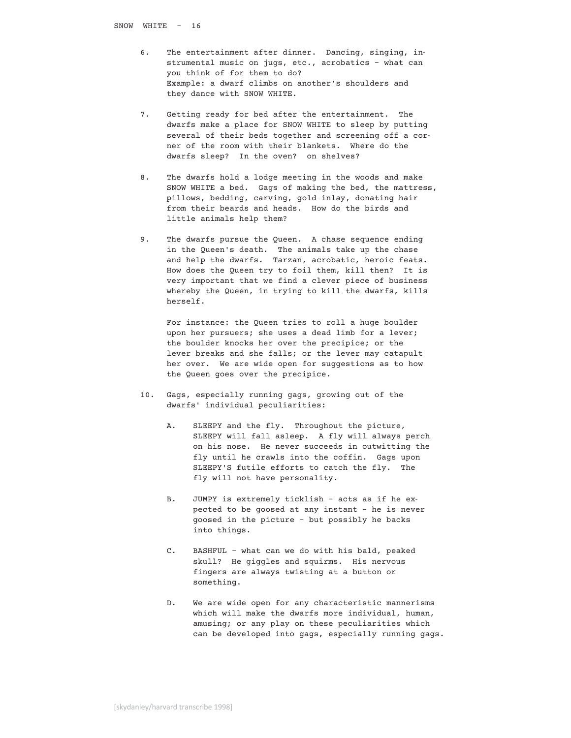6. The entertainment after dinner. Dancing, singing, instrumental music on jugs, etc., acrobatics - what can you think of for them to do?
   Example: a dwarf climbs on another's shoulders and they dance with SNOW WHITE.

7. Getting ready for bed after the entertainment. The dwarfs make a place for SNOW WHITE to sleep by putting several of their beds together and screening off a corner of the room with their blankets. Where do the dwarfs sleep? In the oven? on shelves?

8. The dwarfs hold a lodge meeting in the woods and make SNOW WHITE a bed. Gags of making the bed, the mattress, pillows, bedding, carving, gold inlay, donating hair from their beards and heads. How do the birds and little animals help them?

9. The dwarfs pursue the Queen. A chase sequence ending in the Queen's death. The animals take up the chase and help the dwarfs. Tarzan, acrobatic, heroic feats. How does the Queen try to foil them, kill then? It is very important that we find a clever piece of business whereby the Queen, in trying to kill the dwarfs, kills herself.

   For instance: the Queen tries to roll a huge boulder upon her pursuers; she uses a dead limb for a lever; the boulder knocks her over the precipice; or the lever breaks and she falls; or the lever may catapult her over. We are wide open for suggestions as to how the Queen goes over the precipice.

10. Gags, especially running gags, growing out of the dwarfs' individual peculiarities:

    A. SLEEPY and the fly. Throughout the picture, SLEEPY will fall asleep. A fly will always perch on his nose. He never succeeds in outwitting the fly until he crawls into the coffin. Gags upon SLEEPY'S futile efforts to catch the fly. The fly will not have personality.

    B. JUMPY is extremely ticklish - acts as if he expected to be goosed at any instant - he is never goosed in the picture - but possibly he backs into things.

    C. BASHFUL - what can we do with his bald, peaked skull? He giggles and squirms. His nervous fingers are always twisting at a button or something.

    D. We are wide open for any characteristic mannerisms which will make the dwarfs more individual, human, amusing; or any play on these peculiarities which can be developed into gags, especially running gags.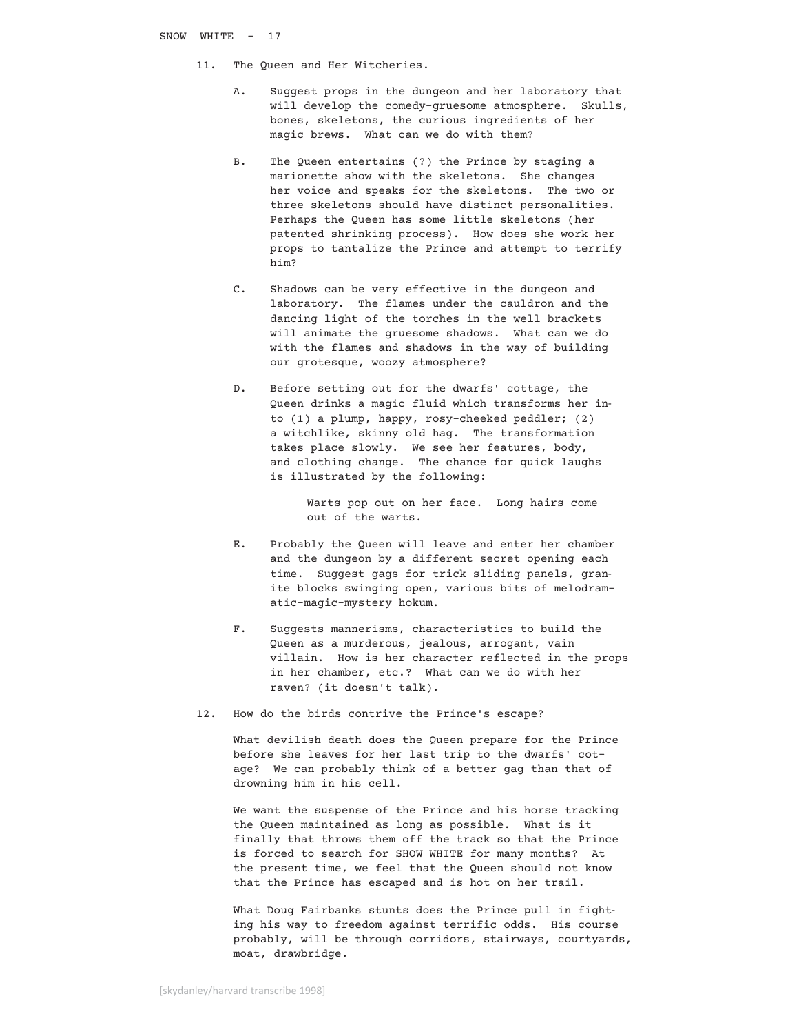11. The Queen and Her Witcheries.

    A. Suggest props in the dungeon and her laboratory that will develop the comedy-gruesome atmosphere. Skulls, bones, skeletons, the curious ingredients of her magic brews. What can we do with them?

    B. The Queen entertains (?) the Prince by staging a marionette show with the skeletons. She changes her voice and speaks for the skeletons. The two or three skeletons should have distinct personalities. Perhaps the Queen has some little skeletons (her patented shrinking process). How does she work her props to tantalize the Prince and attempt to terrify him?

    C. Shadows can be very effective in the dungeon and laboratory. The flames under the cauldron and the dancing light of the torches in the well brackets will animate the gruesome shadows. What can we do with the flames and shadows in the way of building our grotesque, woozy atmosphere?

    D. Before setting out for the dwarfs' cottage, the Queen drinks a magic fluid which transforms her into (1) a plump, happy, rosy-cheeked peddler; (2) a witchlike, skinny old hag. The transformation takes place slowly. We see her features, body, and clothing change. The chance for quick laughs is illustrated by the following:

        Warts pop out on her face. Long hairs come out of the warts.

    E. Probably the Queen will leave and enter her chamber and the dungeon by a different secret opening each time. Suggest gags for trick sliding panels, granite blocks swinging open, various bits of melodramatic-magic-mystery hokum.

    F. Suggests mannerisms, characteristics to build the Queen as a murderous, jealous, arrogant, vain villain. How is her character reflected in the props in her chamber, etc.? What can we do with her raven? (it doesn't talk).

12. How do the birds contrive the Prince's escape?

    What devilish death does the Queen prepare for the Prince before she leaves for her last trip to the dwarfs' cottage? We can probably think of a better gag than that of drowning him in his cell.

    We want the suspense of the Prince and his horse tracking the Queen maintained as long as possible. What is it finally that throws them off the track so that the Prince is forced to search for SNOW WHITE for many months? At the present time, we feel that the Queen should not know that the Prince has escaped and is hot on her trail.

    What Doug Fairbanks stunts does the Prince pull in fighting his way to freedom against terrific odds. His course probably, will be through corridors, stairways, courtyards, moat, drawbridge.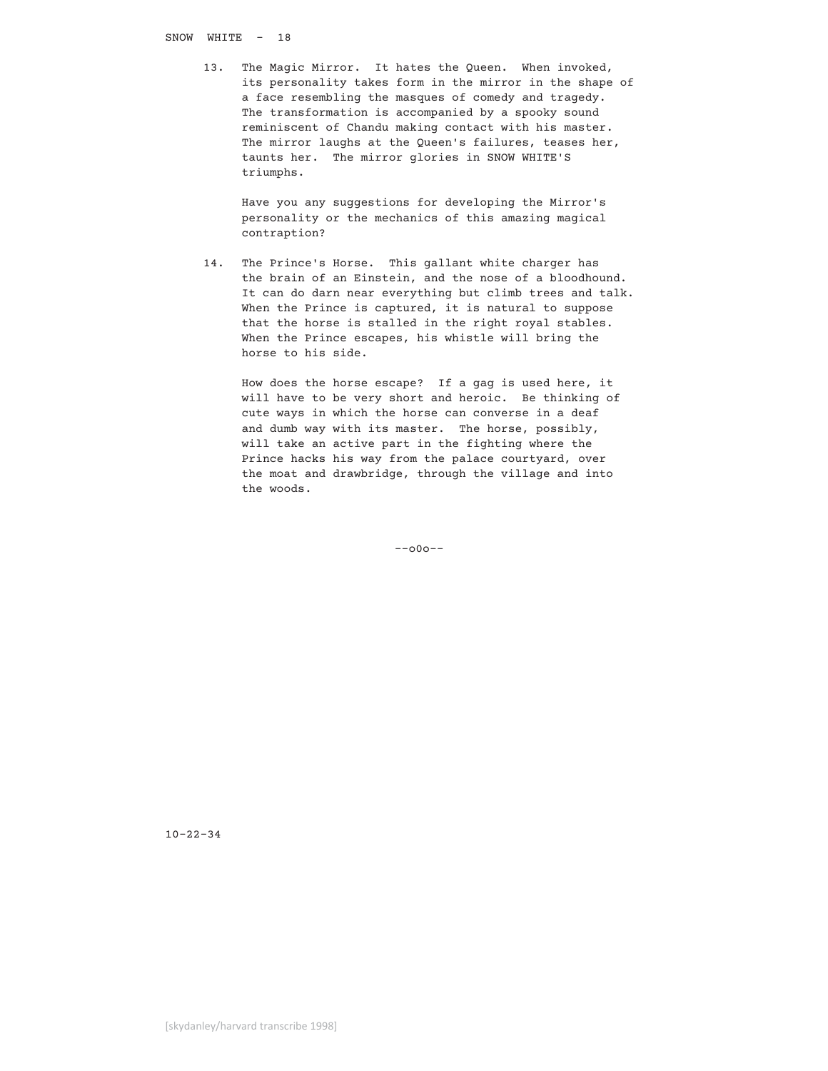13. The Magic Mirror. It hates the Queen. When invoked, its personality takes form in the mirror in the shape of a face resembling the masques of comedy and tragedy. The transformation is accompanied by a spooky sound reminiscent of Chandu making contact with his master. The mirror laughs at the Queen's failures, teases her, taunts her. The mirror glories in SNOW WHITE'S triumphs.

    Have you any suggestions for developing the Mirror's personality or the mechanics of this amazing magical contraption?

14. The Prince's Horse. This gallant white charger has the brain of an Einstein, and the nose of a bloodhound. It can do darn near everything but climb trees and talk. When the Prince is captured, it is natural to suppose that the horse is stalled in the right royal stables. When the Prince escapes, his whistle will bring the horse to his side.

    How does the horse escape? If a gag is used here, it will have to be very short and heroic. Be thinking of cute ways in which the horse can converse in a deaf and dumb way with its master. The horse, possibly, will take an active part in the fighting where the Prince hacks his way from the palace courtyard, over the moat and drawbridge, through the village and into the woods.

--o0o--

10-22-34